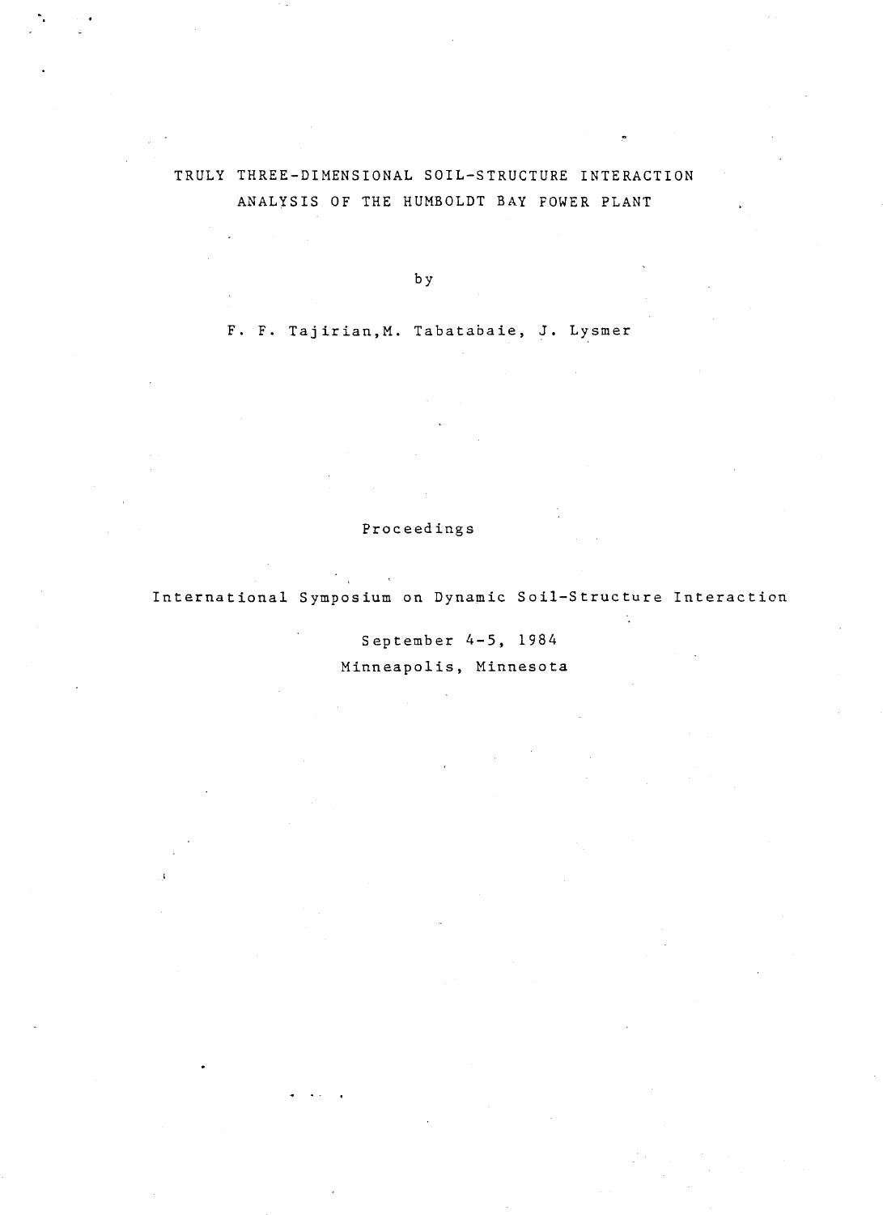# TRULY THREE-DIMENSIONAL SOIL-STRUCTURE INTERACTION ANALYSIS OF THE HUMBOLDT BAY POWER PLANT

by

F. F. Tajirian, M. Tabatabaie, J. Lysmer

Proceedings

International Symposium on Dynamic Soil-Structure Interaction

September 4-5, 1984

Minneapolis, Minnesota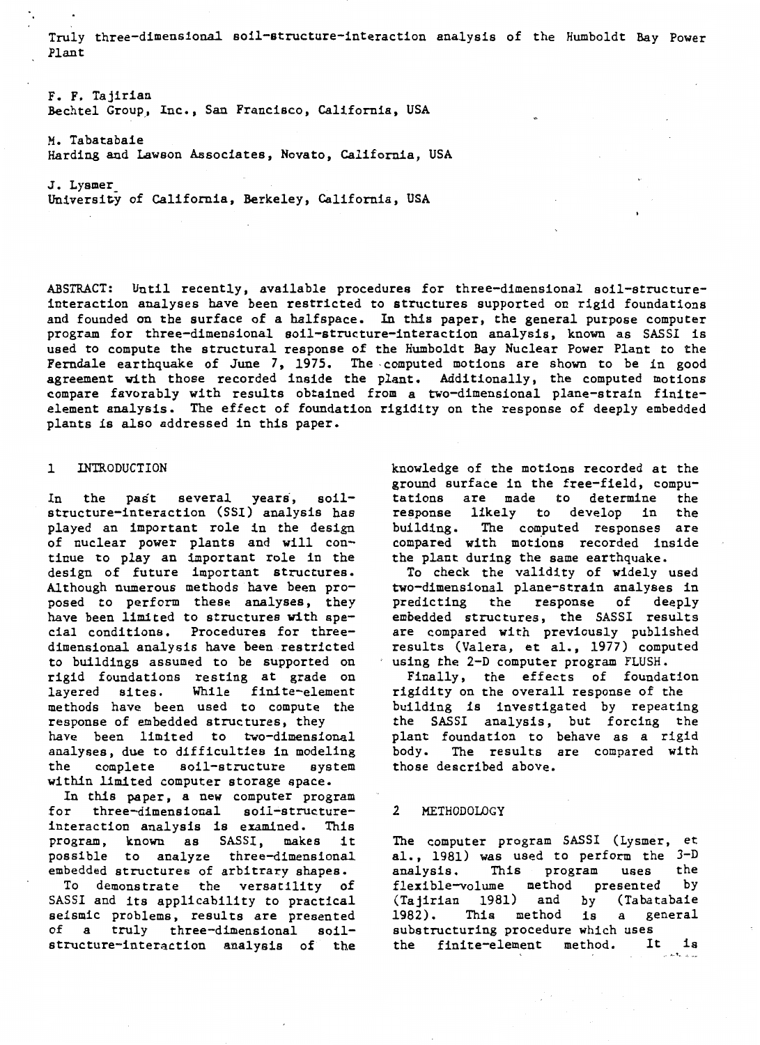Truly three-dimensional soil-structure-interaction analysis of the Humboldt Bay Power Plant

F. F. Tajirian
Bechtel Group, Inc., San Francisco, California, USA

M. Tabatabaie
Harding and Lawson Associates, Novato, California, USA

J. Lysmer
University of California, Berkeley, California, USA

ABSTRACT: Until recently, available procedures for three-dimensional soil-structure-interaction analyses have been restricted to structures supported on rigid foundations and founded on the surface of a halfspace. In this paper, the general purpose computer program for three-dimensional soil-structure-interaction analysis, known as SASSI is used to compute the structural response of the Humboldt Bay Nuclear Power Plant to the Ferndale earthquake of June 7, 1975. The computed motions are shown to be in good agreement with those recorded inside the plant. Additionally, the computed motions compare favorably with results obtained from a two-dimensional plane-strain finite-element analysis. The effect of foundation rigidity on the response of deeply embedded plants is also addressed in this paper.

## 1 INTRODUCTION

In the past several years, soil-structure-interaction (SSI) analysis has played an important role in the design of nuclear power plants and will continue to play an important role in the design of future important structures. Although numerous methods have been proposed to perform these analyses, they have been limited to structures with special conditions. Procedures for three-dimensional analysis have been restricted to buildings assumed to be supported on rigid foundations resting at grade on layered sites. While finite-element methods have been used to compute the response of embedded structures, they have been limited to two-dimensional analyses, due to difficulties in modeling the complete soil-structure system within limited computer storage space.

In this paper, a new computer program for three-dimensional soil-structure-interaction analysis is examined. This program, known as SASSI, makes it possible to analyze three-dimensional embedded structures of arbitrary shapes.

To demonstrate the versatility of SASSI and its applicability to practical seismic problems, results are presented of a truly three-dimensional soil-structure-interaction analysis of the knowledge of the motions recorded at the ground surface in the free-field, computations are made to determine the response likely to develop in the building. The computed responses are compared with motions recorded inside the plant during the same earthquake.

To check the validity of widely used two-dimensional plane-strain analyses in predicting the response of deeply embedded structures, the SASSI results are compared with previously published results (Valera, et al., 1977) computed using the 2-D computer program FLUSH.

Finally, the effects of foundation rigidity on the overall response of the building is investigated by repeating the SASSI analysis, but forcing the plant foundation to behave as a rigid body. The results are compared with those described above.

## 2 METHODOLOGY

The computer program SASSI (Lysmer, et al., 1981) was used to perform the 3-D analysis. This program uses the flexible-volume method presented by (Tajirian 1981) and by (Tabatabaie 1982). This method is a general substructuring procedure which uses the finite-element method. It is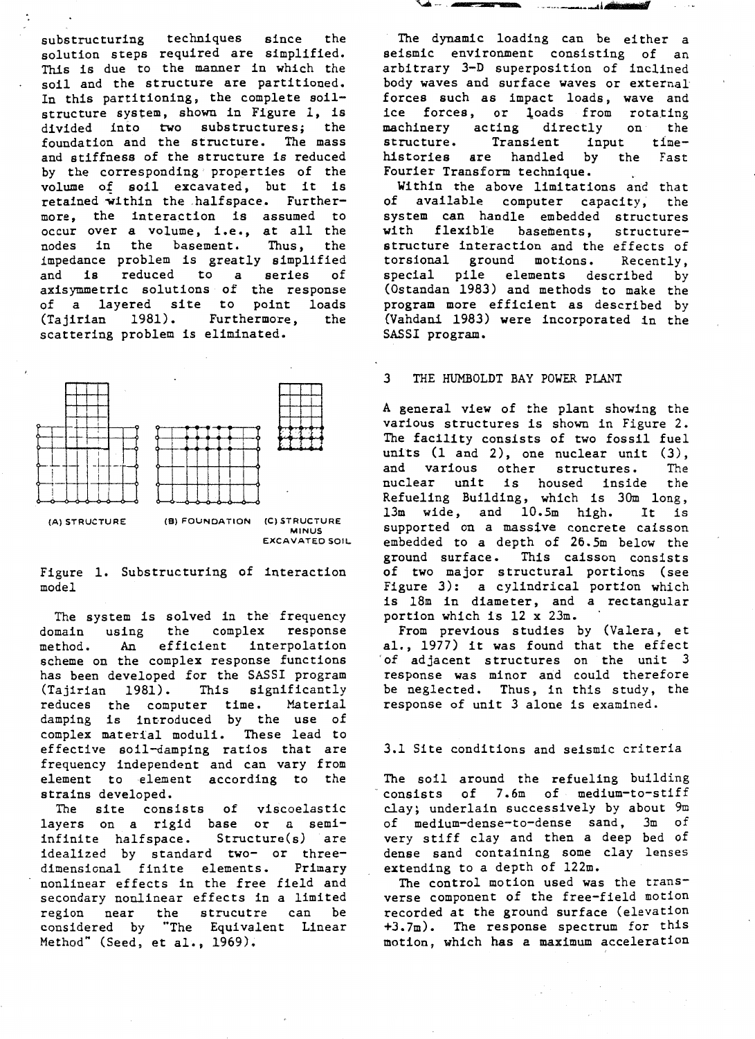substructuring techniques since the solution steps required are simplified. This is due to the manner in which the soil and the structure are partitioned. In this partitioning, the complete soil-structure system, shown in Figure 1, is divided into two substructures; the foundation and the structure. The mass and stiffness of the structure is reduced by the corresponding properties of the volume of soil excavated, but it is retained within the halfspace. Furthermore, the interaction is assumed to occur over a volume, i.e., at all the nodes in the basement. Thus, the impedance problem is greatly simplified and is reduced to a series of axisymmetric solutions of the response of a layered site to point loads (Tajirian 1981). Furthermore, the scattering problem is eliminated.

(A) STRUCTURE

(B) FOUNDATION

(C) STRUCTURE MINUS EXCAVATED SOIL

Figure 1. Substructuring of interaction model

The system is solved in the frequency domain using the complex response method. An efficient interpolation scheme on the complex response functions has been developed for the SASSI program (Tajirian 1981). This significantly reduces the computer time. Material damping is introduced by the use of complex material moduli. These lead to effective soil-damping ratios that are frequency independent and can vary from element to element according to the strains developed.

The site consists of viscoelastic layers on a rigid base or a semi-infinite halfspace. Structure(s) are idealized by standard two- or three-dimensional finite elements. Primary nonlinear effects in the free field and secondary nonlinear effects in a limited region near the strucutre can be considered by "The Equivalent Linear Method" (Seed, et al., 1969).

The dynamic loading can be either a seismic environment consisting of an arbitrary 3-D superposition of inclined body waves and surface waves or external forces such as impact loads, wave and ice forces, or loads from rotating machinery acting directly on the structure. Transient input time-histories are handled by the Fast Fourier Transform technique.

Within the above limitations and that of available computer capacity, the system can handle embedded structures with flexible basements, structure-structure interaction and the effects of torsional ground motions. Recently, special pile elements described by (Ostandan 1983) and methods to make the program more efficient as described by (Vahdani 1983) were incorporated in the SASSI program.

## 3 THE HUMBOLDT BAY POWER PLANT

A general view of the plant showing the various structures is shown in Figure 2. The facility consists of two fossil fuel units (1 and 2), one nuclear unit (3), and various other structures. The nuclear unit is housed inside the Refueling Building, which is 30m long, 13m wide, and 10.5m high. It is supported on a massive concrete caisson embedded to a depth of 26.5m below the ground surface. This caisson consists of two major structural portions (see Figure 3): a cylindrical portion which is 18m in diameter, and a rectangular portion which is 12 x 23m.

From previous studies by (Valera, et al., 1977) it was found that the effect of adjacent structures on the unit 3 response was minor and could therefore be neglected. Thus, in this study, the response of unit 3 alone is examined.

### 3.1 Site conditions and seismic criteria

The soil around the refueling building consists of 7.6m of medium-to-stiff clay; underlain successively by about 9m of medium-dense-to-dense sand, 3m of very stiff clay and then a deep bed of dense sand containing some clay lenses extending to a depth of 122m.

The control motion used was the transverse component of the free-field motion recorded at the ground surface (elevation +3.7m). The response spectrum for this motion, which has a maximum acceleration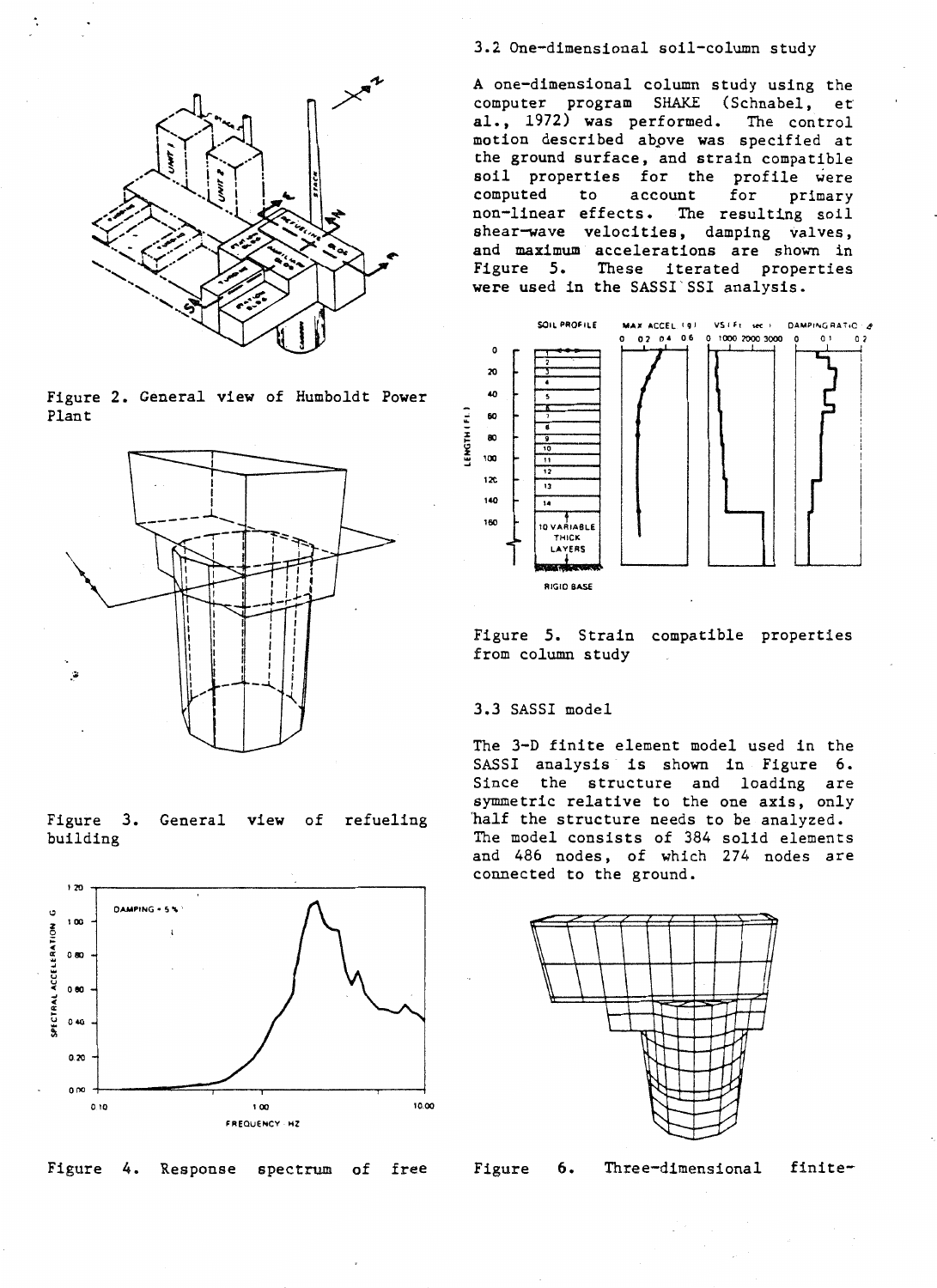Figure 2. General view of Humboldt Power Plant

Figure 3. General view of refueling building

DAMPING = 5%

SPECTRAL ACCELERATION G

FREQUENCY HZ

Figure 4. Response spectrum of free

### 3.2 One-dimensional soil-column study

A one-dimensional column study using the computer program SHAKE (Schnabel, et al., 1972) was performed. The control motion described above was specified at the ground surface, and strain compatible soil properties for the profile were computed to account for primary non-linear effects. The resulting soil shear-wave velocities, damping valves, and maximum accelerations are shown in Figure 5. These iterated properties were used in the SASSI SSI analysis.

SOIL PROFILE

MAX ACCEL (g)

VS (Ft/sec)

DAMPING RATIO

LENGTH (FT.)

10 VARIABLE THICK LAYERS

RIGID BASE

Figure 5. Strain compatible properties from column study

### 3.3 SASSI model

The 3-D finite element model used in the SASSI analysis is shown in Figure 6. Since the structure and loading are symmetric relative to the one axis, only half the structure needs to be analyzed. The model consists of 384 solid elements and 486 nodes, of which 274 nodes are connected to the ground.

Figure 6. Three-dimensional finite-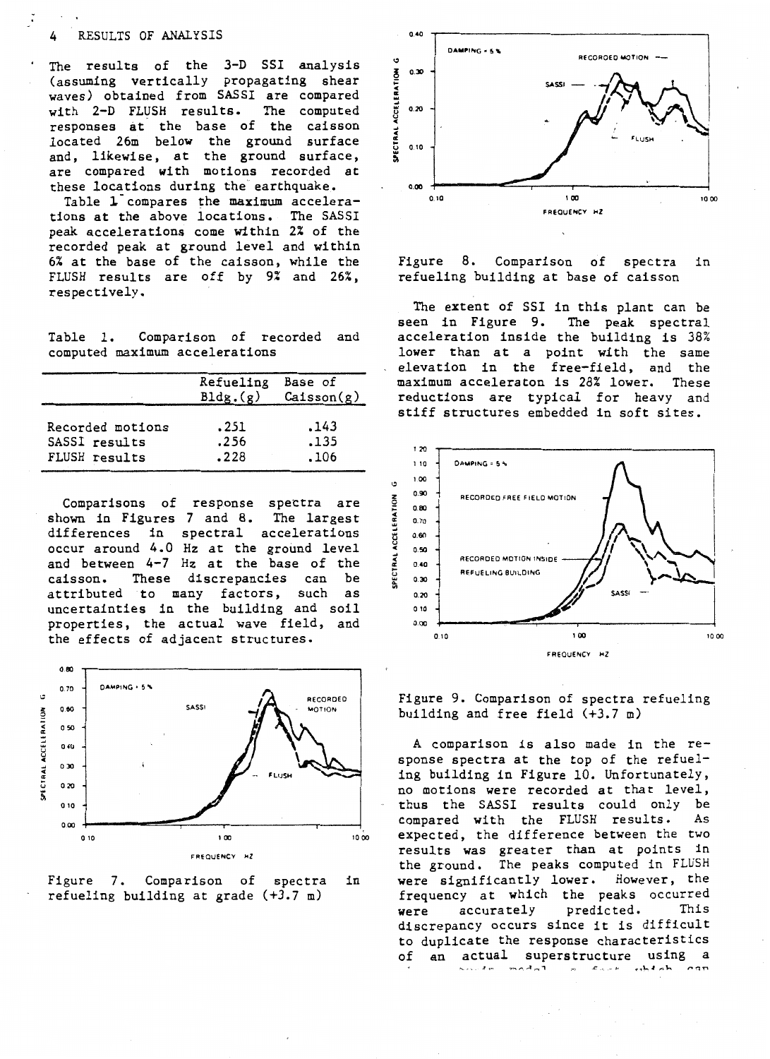## 4 RESULTS OF ANALYSIS

The results of the 3-D SSI analysis (assuming vertically propagating shear waves) obtained from SASSI are compared with 2-D FLUSH results. The computed responses at the base of the caisson located 26m below the ground surface and, likewise, at the ground surface, are compared with motions recorded at these locations during the earthquake.

Table 1 compares the maximum accelerations at the above locations. The SASSI peak accelerations come within 2% of the recorded peak at ground level and within 6% at the base of the caisson, while the FLUSH results are off by 9% and 26%, respectively.

Table 1. Comparison of recorded and computed maximum accelerations

| | Refueling Bldg.(g) | Base of Caisson(g) |
|---|---|---|
| Recorded motions | .251 | .143 |
| SASSI results | .256 | .135 |
| FLUSH results | .228 | .106 |

Comparisons of response spectra are shown in Figures 7 and 8. The largest differences in spectral accelerations occur around 4.0 Hz at the ground level and between 4-7 Hz at the base of the caisson. These discrepancies can be attributed to many factors, such as uncertainties in the building and soil properties, the actual wave field, and the effects of adjacent structures.

DAMPING = 5 %
SASSI
RECORDED MOTION
FLUSH
SPECTRAL ACCELERATION G
FREQUENCY HZ

Figure 7. Comparison of spectra in refueling building at grade (+3.7 m)

DAMPING = 5 %
RECORDED MOTION
SASSI
FLUSH
SPECTRAL ACCELERATION G
FREQUENCY HZ

Figure 8. Comparison of spectra in refueling building at base of caisson

The extent of SSI in this plant can be seen in Figure 9. The peak spectral acceleration inside the building is 38% lower than at a point with the same elevation in the free-field, and the maximum acceleraton is 28% lower. These reductions are typical for heavy and stiff structures embedded in soft sites.

DAMPING = 5 %
RECORDED FREE FIELD MOTION
RECORDED MOTION INSIDE REFUELING BUILDING
SASSI
SPECTRAL ACCELERATION G
FREQUENCY HZ

Figure 9. Comparison of spectra refueling building and free field (+3.7 m)

A comparison is also made in the response spectra at the top of the refueling building in Figure 10. Unfortunately, no motions were recorded at that level, thus the SASSI results could only be compared with the FLUSH results. As expected, the difference between the two results was greater than at points in the ground. The peaks computed in FLUSH were significantly lower. However, the frequency at which the peaks occurred were accurately predicted. This discrepancy occurs since it is difficult to duplicate the response characteristics of an actual superstructure using a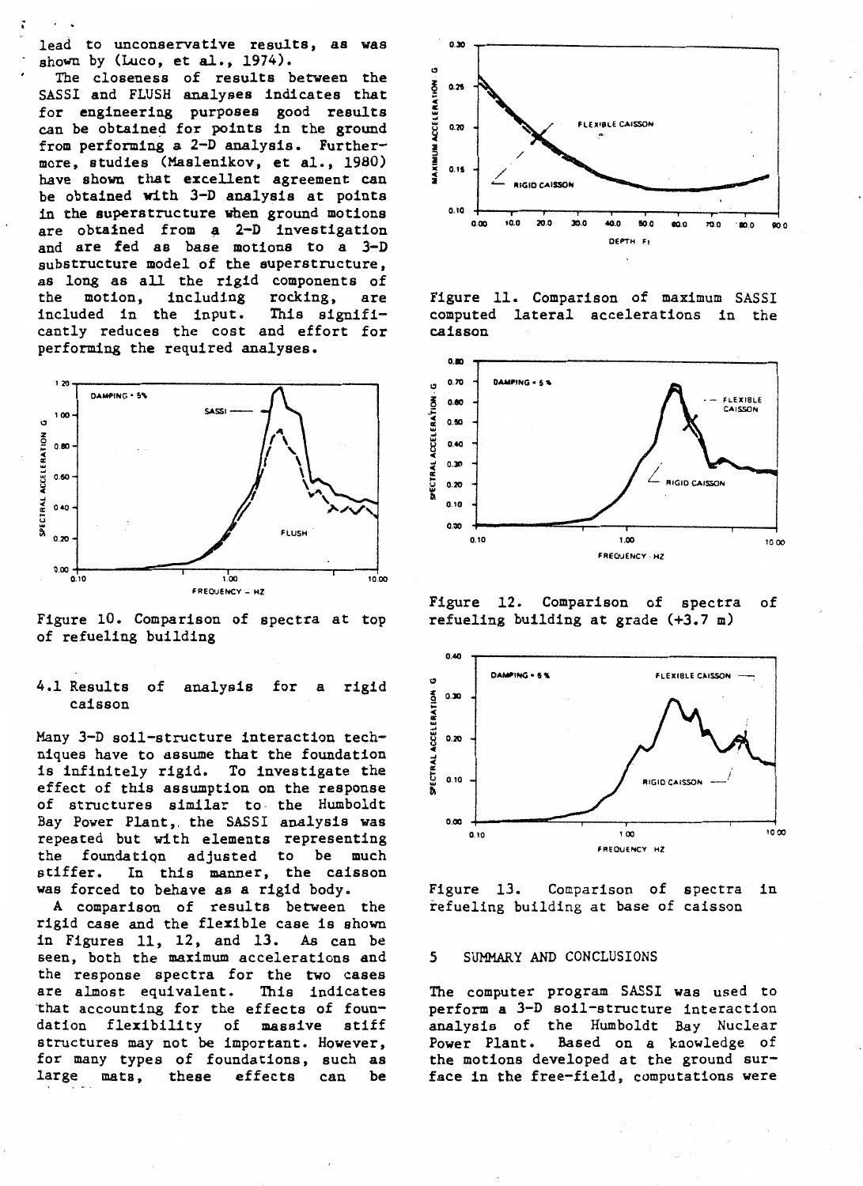lead to unconservative results, as was shown by (Luco, et al., 1974).

The closeness of results between the SASSI and FLUSH analyses indicates that for engineering purposes good results can be obtained for points in the ground from performing a 2-D analysis. Furthermore, studies (Maslenikov, et al., 1980) have shown that excellent agreement can be obtained with 3-D analysis at points in the superstructure when ground motions are obtained from a 2-D investigation and are fed as base motions to a 3-D substructure model of the superstructure, as long as all the rigid components of the motion, including rocking, are included in the input. This significantly reduces the cost and effort for performing the required analyses.

DAMPING = 5%
SASSI
FLUSH
SPECTRAL ACCELERATION, G
FREQUENCY – HZ
0.00
0.20
0.40
0.60
0.80
1.00
1.20
0.10
1.00
10.00

Figure 10. Comparison of spectra at top of refueling building

## 4.1 Results of analysis for a rigid caisson

Many 3-D soil-structure interaction techniques have to assume that the foundation is infinitely rigid. To investigate the effect of this assumption on the response of structures similar to the Humboldt Bay Power Plant, the SASSI analysis was repeated but with elements representing the foundation adjusted to be much stiffer. In this manner, the caisson was forced to behave as a rigid body.

A comparison of results between the rigid case and the flexible case is shown in Figures 11, 12, and 13. As can be seen, both the maximum accelerations and the response spectra for the two cases are almost equivalent. This indicates that accounting for the effects of foundation flexibility of massive stiff structures may not be important. However, for many types of foundations, such as large mats, these effects can be

MAXIMUM ACCELERATION, G
DEPTH, FT
FLEXIBLE CAISSON
RIGID CAISSON
0.10
0.15
0.20
0.25
0.30
0.00
10.0
20.0
30.0
40.0
50.0
60.0
70.0
80.0
90.0

Figure 11. Comparison of maximum SASSI computed lateral accelerations in the caisson

DAMPING = 5%
FLEXIBLE CAISSON
RIGID CAISSON
SPECTRAL ACCELERATION, G
FREQUENCY - HZ
0.00
0.10
0.20
0.30
0.40
0.50
0.60
0.70
0.80
0.10
1.00
10.00

Figure 12. Comparison of spectra of refueling building at grade (+3.7 m)

DAMPING = 5%
FLEXIBLE CAISSON
RIGID CAISSON
SPECTRAL ACCELERATION, G
FREQUENCY HZ
0.00
0.10
0.20
0.30
0.40
0.10
1.00
10.00

Figure 13. Comparison of spectra in refueling building at base of caisson

## 5 SUMMARY AND CONCLUSIONS

The computer program SASSI was used to perform a 3-D soil-structure interaction analysis of the Humboldt Bay Nuclear Power Plant. Based on a knowledge of the motions developed at the ground surface in the free-field, computations were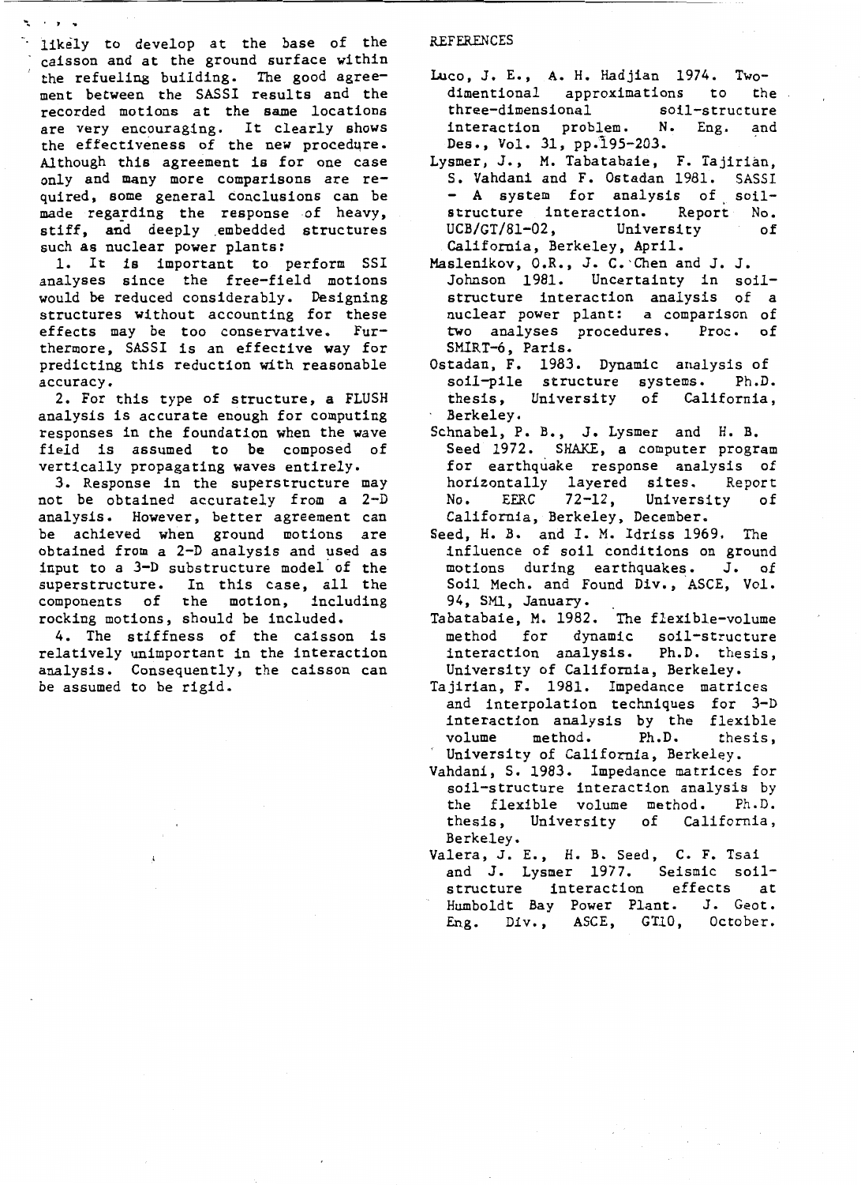likely to develop at the base of the caisson and at the ground surface within the refueling building. The good agreement between the SASSI results and the recorded motions at the same locations are very encouraging. It clearly shows the effectiveness of the new procedure. Although this agreement is for one case only and many more comparisons are required, some general conclusions can be made regarding the response of heavy, stiff, and deeply embedded structures such as nuclear power plants:

1. It is important to perform SSI analyses since the free-field motions would be reduced considerably. Designing structures without accounting for these effects may be too conservative. Furthermore, SASSI is an effective way for predicting this reduction with reasonable accuracy.

2. For this type of structure, a FLUSH analysis is accurate enough for computing responses in the foundation when the wave field is assumed to be composed of vertically propagating waves entirely.

3. Response in the superstructure may not be obtained accurately from a 2-D analysis. However, better agreement can be achieved when ground motions are obtained from a 2-D analysis and used as input to a 3-D substructure model of the superstructure. In this case, all the components of the motion, including rocking motions, should be included.

4. The stiffness of the caisson is relatively unimportant in the interaction analysis. Consequently, the caisson can be assumed to be rigid.

REFERENCES

Luco, J. E., A. H. Hadjian 1974. Two-dimentional approximations to the three-dimensional soil-structure interaction problem. N. Eng. and Des., Vol. 31, pp.195-203.

Lysmer, J., M. Tabatabaie, F. Tajirian, S. Vahdani and F. Ostadan 1981. SASSI - A system for analysis of soil-structure interaction. Report No. UCB/GT/81-02, University of California, Berkeley, April.

Maslenikov, O.R., J. C. Chen and J. J. Johnson 1981. Uncertainty in soil-structure interaction analysis of a nuclear power plant: a comparison of two analyses procedures. Proc. of SMIRT-6, Paris.

Ostadan, F. 1983. Dynamic analysis of soil-pile structure systems. Ph.D. thesis, University of California, Berkeley.

Schnabel, P. B., J. Lysmer and H. B. Seed 1972. SHAKE, a computer program for earthquake response analysis of horizontally layered sites. Report No. EERC 72-12, University of California, Berkeley, December.

Seed, H. B. and I. M. Idriss 1969. The influence of soil conditions on ground motions during earthquakes. J. of Soil Mech. and Found Div., ASCE, Vol. 94, SM1, January.

Tabatabaie, M. 1982. The flexible-volume method for dynamic soil-structure interaction analysis. Ph.D. thesis, University of California, Berkeley.

Tajirian, F. 1981. Impedance matrices and interpolation techniques for 3-D interaction analysis by the flexible volume method. Ph.D. thesis, University of California, Berkeley.

Vahdani, S. 1983. Impedance matrices for soil-structure interaction analysis by the flexible volume method. Ph.D. thesis, University of California, Berkeley.

Valera, J. E., H. B. Seed, C. F. Tsai and J. Lysmer 1977. Seismic soil-structure interaction effects at Humboldt Bay Power Plant. J. Geot. Eng. Div., ASCE, GT10, October.